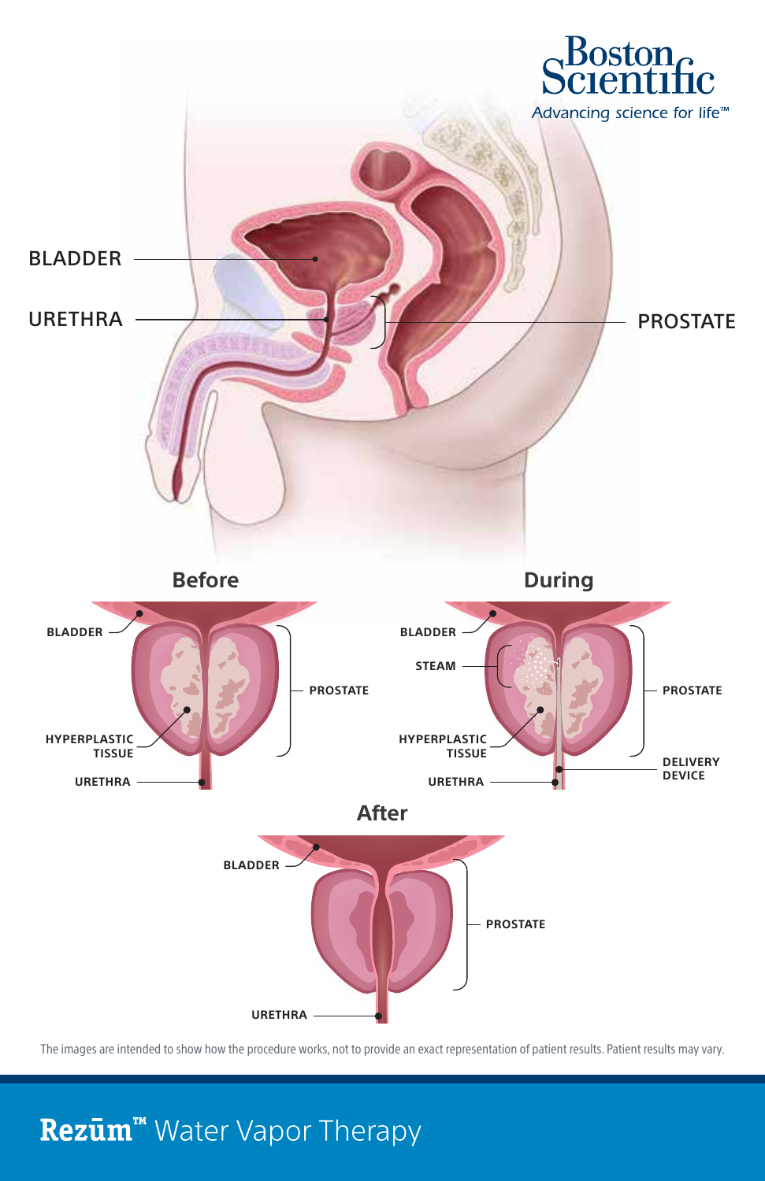Boston Scientific

*Advancing science for life™*

BLADDER

URETHRA

PROSTATE

## Before

BLADDER

HYPERPLASTIC TISSUE

URETHRA

PROSTATE

## During

BLADDER

STEAM

HYPERPLASTIC TISSUE

URETHRA

PROSTATE

DELIVERY DEVICE

## After

BLADDER

PROSTATE

URETHRA

The images are intended to show how the procedure works, not to provide an exact representation of patient results. Patient results may vary.

# **Rezūm™** Water Vapor Therapy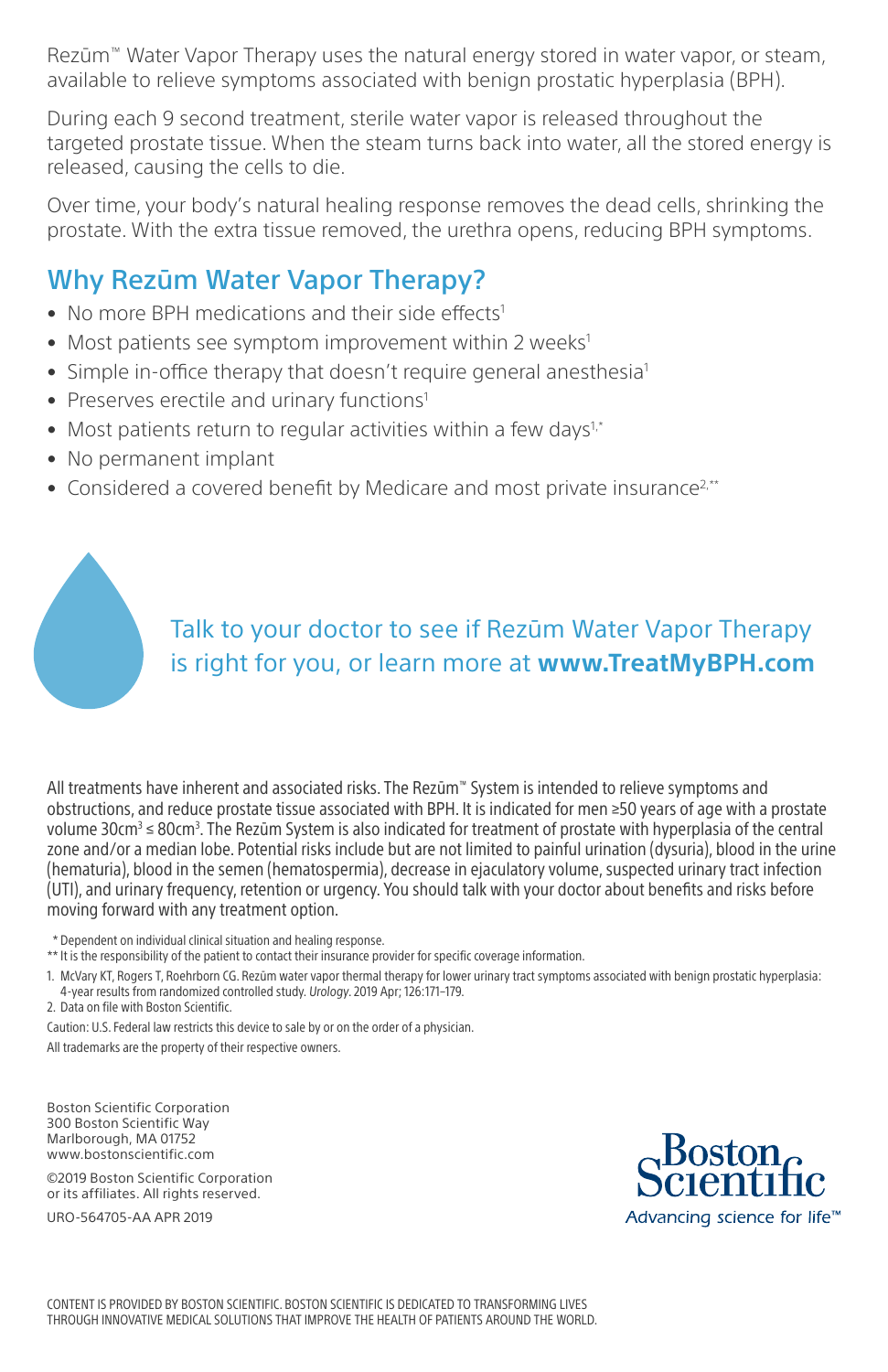Rezūm™ Water Vapor Therapy uses the natural energy stored in water vapor, or steam, available to relieve symptoms associated with benign prostatic hyperplasia (BPH).

During each 9 second treatment, sterile water vapor is released throughout the targeted prostate tissue. When the steam turns back into water, all the stored energy is released, causing the cells to die.

Over time, your body's natural healing response removes the dead cells, shrinking the prostate. With the extra tissue removed, the urethra opens, reducing BPH symptoms.

## Why Rezūm Water Vapor Therapy?

- No more BPH medications and their side effects[1]
- Most patients see symptom improvement within 2 weeks[1]
- Simple in-office therapy that doesn't require general anesthesia[1]
- Preserves erectile and urinary functions[1]
- Most patients return to regular activities within a few days[1,*]
- No permanent implant
- Considered a covered benefit by Medicare and most private insurance[2,**]

Talk to your doctor to see if Rezūm Water Vapor Therapy is right for you, or learn more at **www.TreatMyBPH.com**

All treatments have inherent and associated risks. The Rezūm™ System is intended to relieve symptoms and obstructions, and reduce prostate tissue associated with BPH. It is indicated for men ≥50 years of age with a prostate volume $30cm^3 \leq 80cm^3$. The Rezūm System is also indicated for treatment of prostate with hyperplasia of the central zone and/or a median lobe. Potential risks include but are not limited to painful urination (dysuria), blood in the urine (hematuria), blood in the semen (hematospermia), decrease in ejaculatory volume, suspected urinary tract infection (UTI), and urinary frequency, retention or urgency. You should talk with your doctor about benefits and risks before moving forward with any treatment option.

\* Dependent on individual clinical situation and healing response.
** It is the responsibility of the patient to contact their insurance provider for specific coverage information.

1. McVary KT, Rogers T, Roehrborn CG. Rezūm water vapor thermal therapy for lower urinary tract symptoms associated with benign prostatic hyperplasia: 4-year results from randomized controlled study. *Urology*. 2019 Apr; 126:171–179.
2. Data on file with Boston Scientific.

Caution: U.S. Federal law restricts this device to sale by or on the order of a physician.

All trademarks are the property of their respective owners.

Boston Scientific Corporation
300 Boston Scientific Way
Marlborough, MA 01752
www.bostonscientific.com

©2019 Boston Scientific Corporation or its affiliates. All rights reserved.

URO-564705-AA APR 2019

Boston Scientific
Advancing science for life™

CONTENT IS PROVIDED BY BOSTON SCIENTIFIC. BOSTON SCIENTIFIC IS DEDICATED TO TRANSFORMING LIVES THROUGH INNOVATIVE MEDICAL SOLUTIONS THAT IMPROVE THE HEALTH OF PATIENTS AROUND THE WORLD.